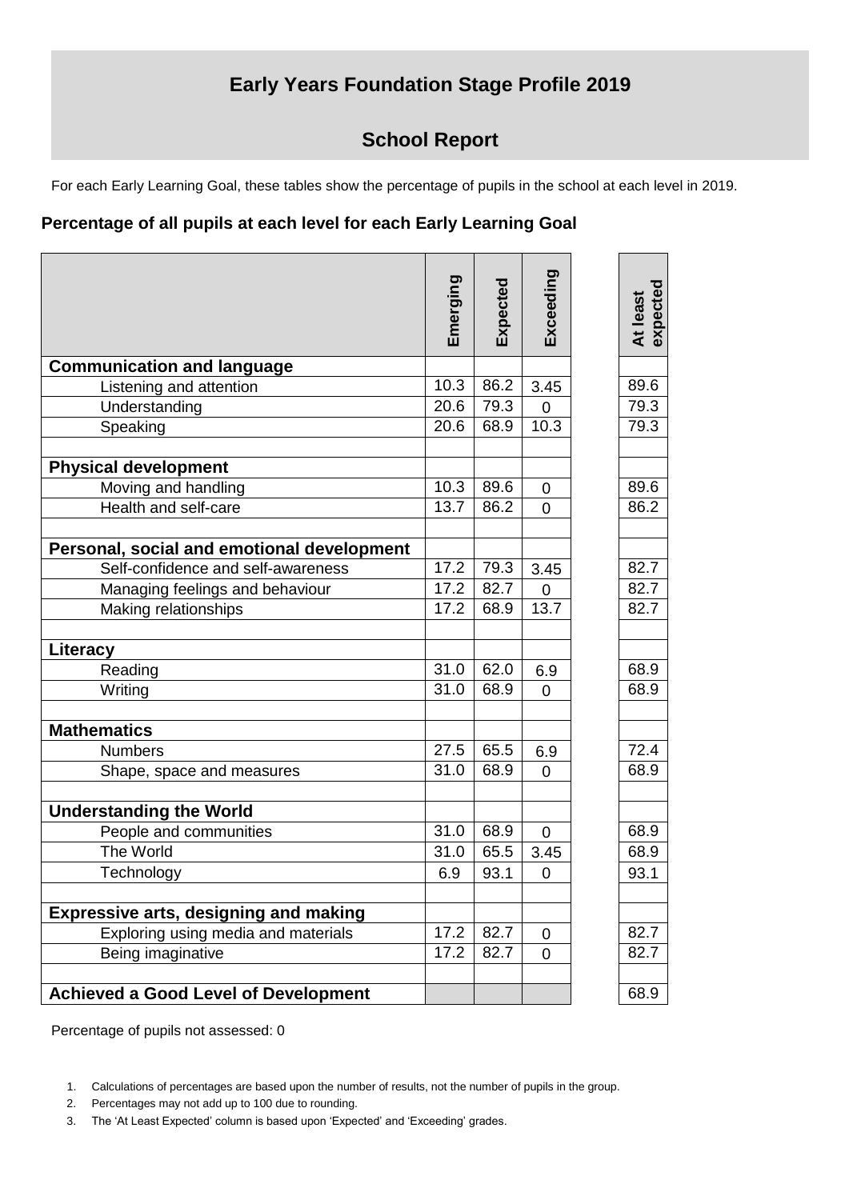# Early Years Foundation Stage Profile 2019

## School Report

For each Early Learning Goal, these tables show the percentage of pupils in the school at each level in 2019.

### Percentage of all pupils at each level for each Early Learning Goal

| | Emerging | Expected | Exceeding | | At least expected |
|---|---|---|---|---|---|
| **Communication and language** | | | | | |
| Listening and attention | 10.3 | 86.2 | 3.45 | | 89.6 |
| Understanding | 20.6 | 79.3 | 0 | | 79.3 |
| Speaking | 20.6 | 68.9 | 10.3 | | 79.3 |
| | | | | | |
| **Physical development** | | | | | |
| Moving and handling | 10.3 | 89.6 | 0 | | 89.6 |
| Health and self-care | 13.7 | 86.2 | 0 | | 86.2 |
| | | | | | |
| **Personal, social and emotional development** | | | | | |
| Self-confidence and self-awareness | 17.2 | 79.3 | 3.45 | | 82.7 |
| Managing feelings and behaviour | 17.2 | 82.7 | 0 | | 82.7 |
| Making relationships | 17.2 | 68.9 | 13.7 | | 82.7 |
| | | | | | |
| **Literacy** | | | | | |
| Reading | 31.0 | 62.0 | 6.9 | | 68.9 |
| Writing | 31.0 | 68.9 | 0 | | 68.9 |
| | | | | | |
| **Mathematics** | | | | | |
| Numbers | 27.5 | 65.5 | 6.9 | | 72.4 |
| Shape, space and measures | 31.0 | 68.9 | 0 | | 68.9 |
| | | | | | |
| **Understanding the World** | | | | | |
| People and communities | 31.0 | 68.9 | 0 | | 68.9 |
| The World | 31.0 | 65.5 | 3.45 | | 68.9 |
| Technology | 6.9 | 93.1 | 0 | | 93.1 |
| | | | | | |
| **Expressive arts, designing and making** | | | | | |
| Exploring using media and materials | 17.2 | 82.7 | 0 | | 82.7 |
| Being imaginative | 17.2 | 82.7 | 0 | | 82.7 |
| | | | | | |
| **Achieved a Good Level of Development** | | | | | 68.9 |

Percentage of pupils not assessed: 0

1. Calculations of percentages are based upon the number of results, not the number of pupils in the group.
2. Percentages may not add up to 100 due to rounding.
3. The 'At Least Expected' column is based upon 'Expected' and 'Exceeding' grades.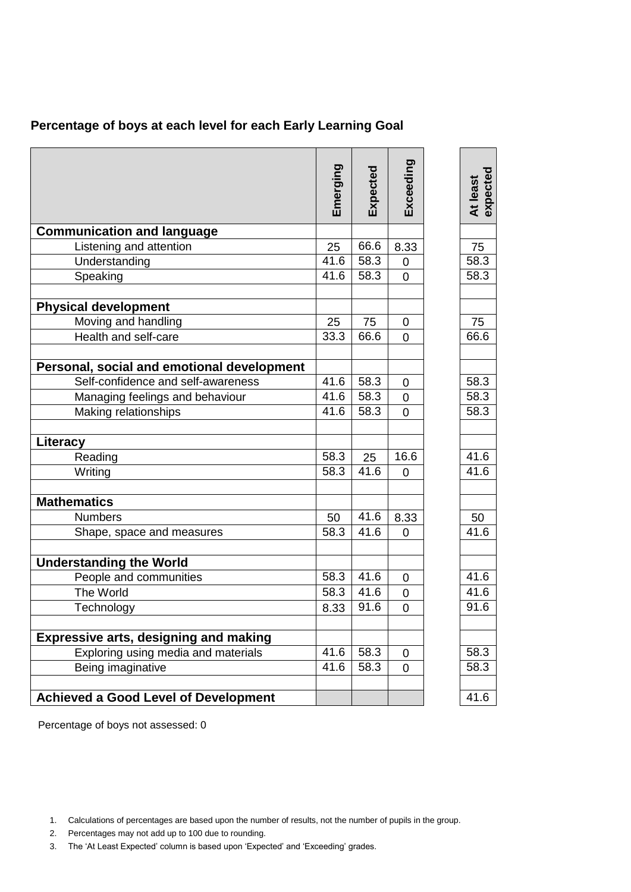**Percentage of boys at each level for each Early Learning Goal**

| | Emerging | Expected | Exceeding | At least expected |
|---|---|---|---|---|
| **Communication and language** | | | | |
| Listening and attention | 25 | 66.6 | 8.33 | 75 |
| Understanding | 41.6 | 58.3 | 0 | 58.3 |
| Speaking | 41.6 | 58.3 | 0 | 58.3 |
| | | | | |
| **Physical development** | | | | |
| Moving and handling | 25 | 75 | 0 | 75 |
| Health and self-care | 33.3 | 66.6 | 0 | 66.6 |
| | | | | |
| **Personal, social and emotional development** | | | | |
| Self-confidence and self-awareness | 41.6 | 58.3 | 0 | 58.3 |
| Managing feelings and behaviour | 41.6 | 58.3 | 0 | 58.3 |
| Making relationships | 41.6 | 58.3 | 0 | 58.3 |
| | | | | |
| **Literacy** | | | | |
| Reading | 58.3 | 25 | 16.6 | 41.6 |
| Writing | 58.3 | 41.6 | 0 | 41.6 |
| | | | | |
| **Mathematics** | | | | |
| Numbers | 50 | 41.6 | 8.33 | 50 |
| Shape, space and measures | 58.3 | 41.6 | 0 | 41.6 |
| | | | | |
| **Understanding the World** | | | | |
| People and communities | 58.3 | 41.6 | 0 | 41.6 |
| The World | 58.3 | 41.6 | 0 | 41.6 |
| Technology | 8.33 | 91.6 | 0 | 91.6 |
| | | | | |
| **Expressive arts, designing and making** | | | | |
| Exploring using media and materials | 41.6 | 58.3 | 0 | 58.3 |
| Being imaginative | 41.6 | 58.3 | 0 | 58.3 |
| | | | | |
| **Achieved a Good Level of Development** | | | | 41.6 |

Percentage of boys not assessed: 0

1. Calculations of percentages are based upon the number of results, not the number of pupils in the group.
2. Percentages may not add up to 100 due to rounding.
3. The 'At Least Expected' column is based upon 'Expected' and 'Exceeding' grades.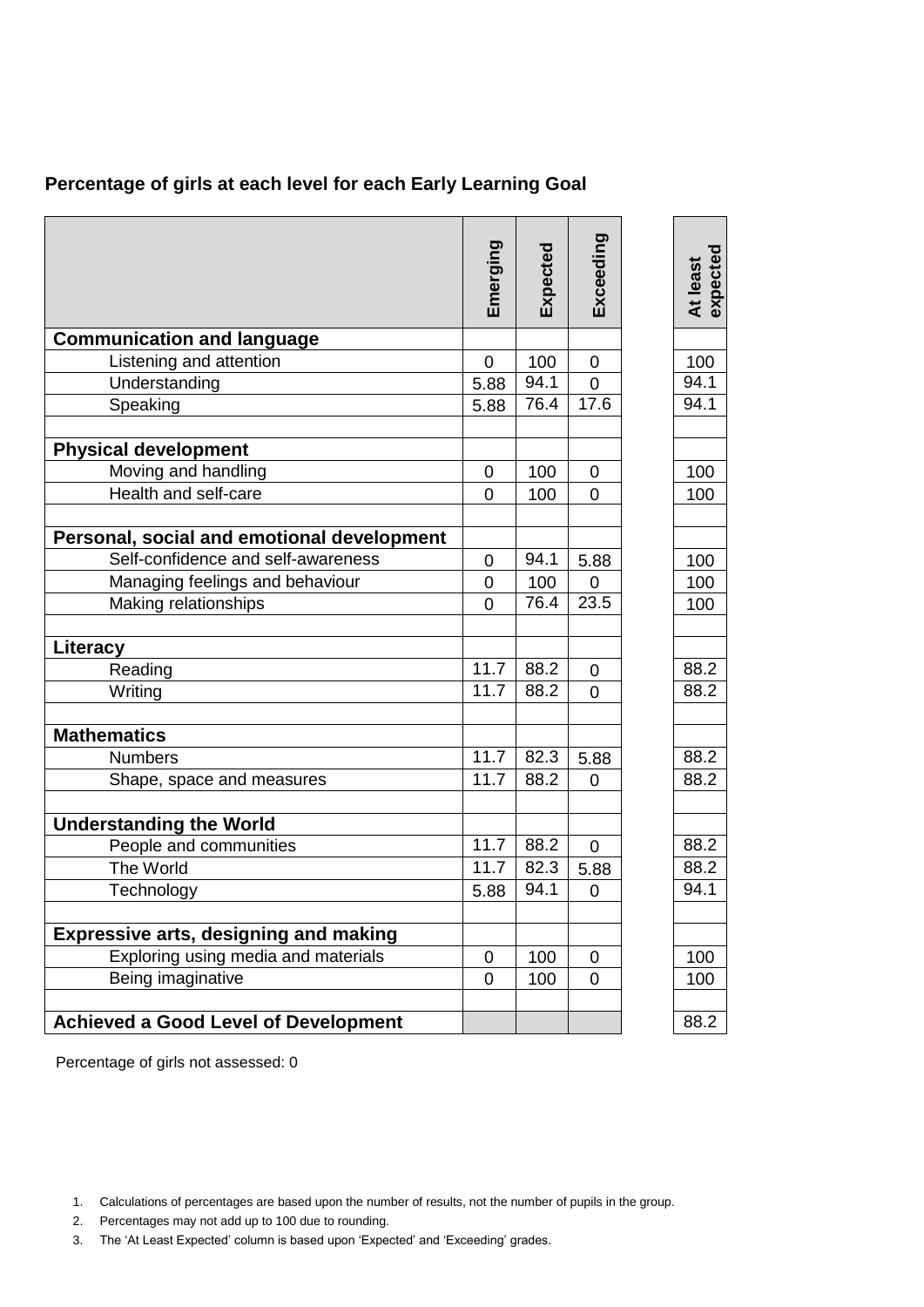## Percentage of girls at each level for each Early Learning Goal

| | Emerging | Expected | Exceeding | At least expected |
|---|---|---|---|---|
| **Communication and language** | | | | |
| Listening and attention | 0 | 100 | 0 | 100 |
| Understanding | 5.88 | 94.1 | 0 | 94.1 |
| Speaking | 5.88 | 76.4 | 17.6 | 94.1 |
| | | | | |
| **Physical development** | | | | |
| Moving and handling | 0 | 100 | 0 | 100 |
| Health and self-care | 0 | 100 | 0 | 100 |
| | | | | |
| **Personal, social and emotional development** | | | | |
| Self-confidence and self-awareness | 0 | 94.1 | 5.88 | 100 |
| Managing feelings and behaviour | 0 | 100 | 0 | 100 |
| Making relationships | 0 | 76.4 | 23.5 | 100 |
| | | | | |
| **Literacy** | | | | |
| Reading | 11.7 | 88.2 | 0 | 88.2 |
| Writing | 11.7 | 88.2 | 0 | 88.2 |
| | | | | |
| **Mathematics** | | | | |
| Numbers | 11.7 | 82.3 | 5.88 | 88.2 |
| Shape, space and measures | 11.7 | 88.2 | 0 | 88.2 |
| | | | | |
| **Understanding the World** | | | | |
| People and communities | 11.7 | 88.2 | 0 | 88.2 |
| The World | 11.7 | 82.3 | 5.88 | 88.2 |
| Technology | 5.88 | 94.1 | 0 | 94.1 |
| | | | | |
| **Expressive arts, designing and making** | | | | |
| Exploring using media and materials | 0 | 100 | 0 | 100 |
| Being imaginative | 0 | 100 | 0 | 100 |
| | | | | |
| **Achieved a Good Level of Development** | | | | 88.2 |

Percentage of girls not assessed: 0

1. Calculations of percentages are based upon the number of results, not the number of pupils in the group.
2. Percentages may not add up to 100 due to rounding.
3. The 'At Least Expected' column is based upon 'Expected' and 'Exceeding' grades.